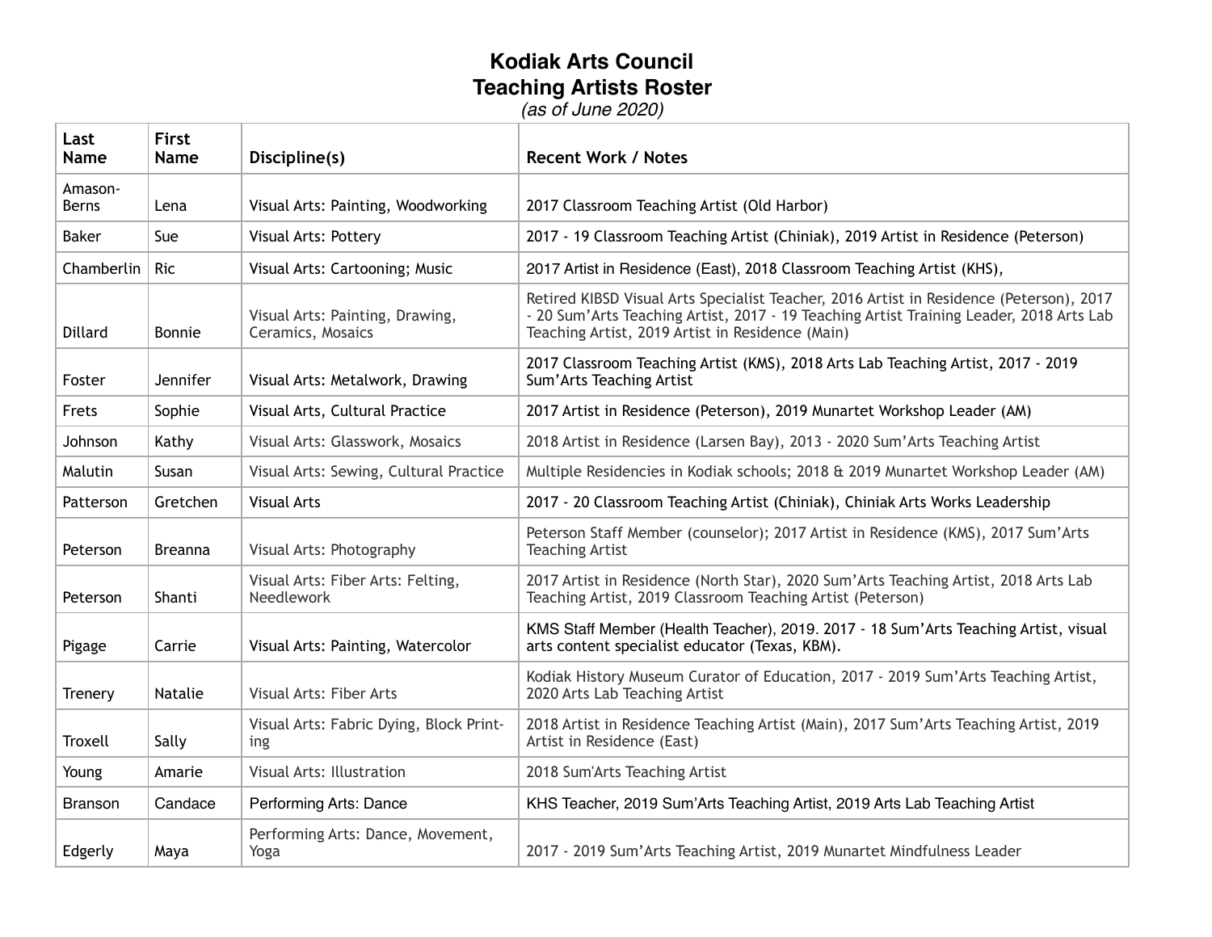# Kodiak Arts Council
# Teaching Artists Roster

*(as of June 2020)*

| Last Name | First Name | Discipline(s) | Recent Work / Notes |
|---|---|---|---|
| Amason-Berns | Lena | Visual Arts: Painting, Woodworking | 2017 Classroom Teaching Artist (Old Harbor) |
| Baker | Sue | Visual Arts: Pottery | 2017 - 19 Classroom Teaching Artist (Chiniak), 2019 Artist in Residence (Peterson) |
| Chamberlin | Ric | Visual Arts: Cartooning; Music | 2017 Artist in Residence (East), 2018 Classroom Teaching Artist (KHS), |
| Dillard | Bonnie | Visual Arts: Painting, Drawing, Ceramics, Mosaics | Retired KIBSD Visual Arts Specialist Teacher, 2016 Artist in Residence (Peterson), 2017 - 20 Sum'Arts Teaching Artist, 2017 - 19 Teaching Artist Training Leader, 2018 Arts Lab Teaching Artist, 2019 Artist in Residence (Main) |
| Foster | Jennifer | Visual Arts: Metalwork, Drawing | 2017 Classroom Teaching Artist (KMS), 2018 Arts Lab Teaching Artist, 2017 - 2019 Sum'Arts Teaching Artist |
| Frets | Sophie | Visual Arts, Cultural Practice | 2017 Artist in Residence (Peterson), 2019 Munartet Workshop Leader (AM) |
| Johnson | Kathy | Visual Arts: Glasswork, Mosaics | 2018 Artist in Residence (Larsen Bay), 2013 - 2020 Sum'Arts Teaching Artist |
| Malutin | Susan | Visual Arts: Sewing, Cultural Practice | Multiple Residencies in Kodiak schools; 2018 & 2019 Munartet Workshop Leader (AM) |
| Patterson | Gretchen | Visual Arts | 2017 - 20 Classroom Teaching Artist (Chiniak), Chiniak Arts Works Leadership |
| Peterson | Breanna | Visual Arts: Photography | Peterson Staff Member (counselor); 2017 Artist in Residence (KMS), 2017 Sum'Arts Teaching Artist |
| Peterson | Shanti | Visual Arts: Fiber Arts: Felting, Needlework | 2017 Artist in Residence (North Star), 2020 Sum'Arts Teaching Artist, 2018 Arts Lab Teaching Artist, 2019 Classroom Teaching Artist (Peterson) |
| Pigage | Carrie | Visual Arts: Painting, Watercolor | KMS Staff Member (Health Teacher), 2019. 2017 - 18 Sum'Arts Teaching Artist, visual arts content specialist educator (Texas, KBM). |
| Trenery | Natalie | Visual Arts: Fiber Arts | Kodiak History Museum Curator of Education, 2017 - 2019 Sum'Arts Teaching Artist, 2020 Arts Lab Teaching Artist |
| Troxell | Sally | Visual Arts: Fabric Dying, Block Printing | 2018 Artist in Residence Teaching Artist (Main), 2017 Sum'Arts Teaching Artist, 2019 Artist in Residence (East) |
| Young | Amarie | Visual Arts: Illustration | 2018 Sum'Arts Teaching Artist |
| Branson | Candace | Performing Arts: Dance | KHS Teacher, 2019 Sum'Arts Teaching Artist, 2019 Arts Lab Teaching Artist |
| Edgerly | Maya | Performing Arts: Dance, Movement, Yoga | 2017 - 2019 Sum'Arts Teaching Artist, 2019 Munartet Mindfulness Leader |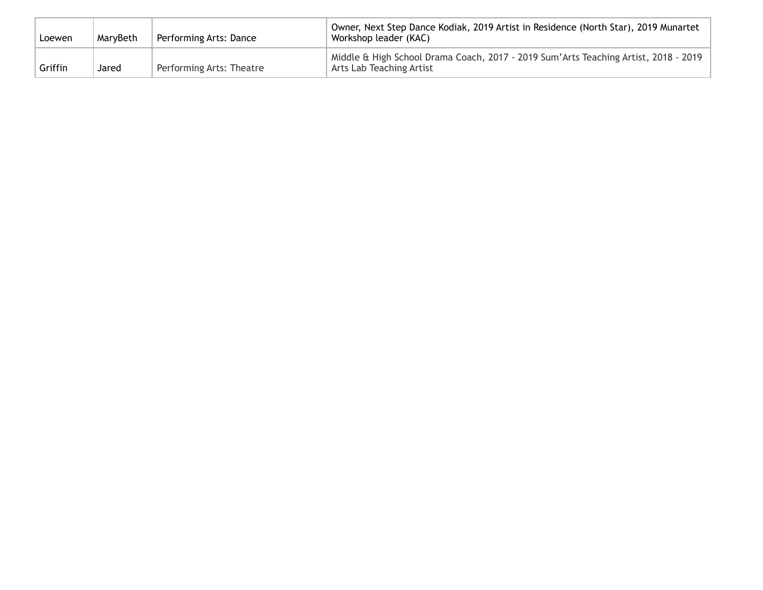| | | | |
|---|---|---|---|
| Loewen | MaryBeth | Performing Arts: Dance | Owner, Next Step Dance Kodiak, 2019 Artist in Residence (North Star), 2019 Munartet Workshop leader (KAC) |
| Griffin | Jared | Performing Arts: Theatre | Middle & High School Drama Coach, 2017 - 2019 Sum'Arts Teaching Artist, 2018 - 2019 Arts Lab Teaching Artist |